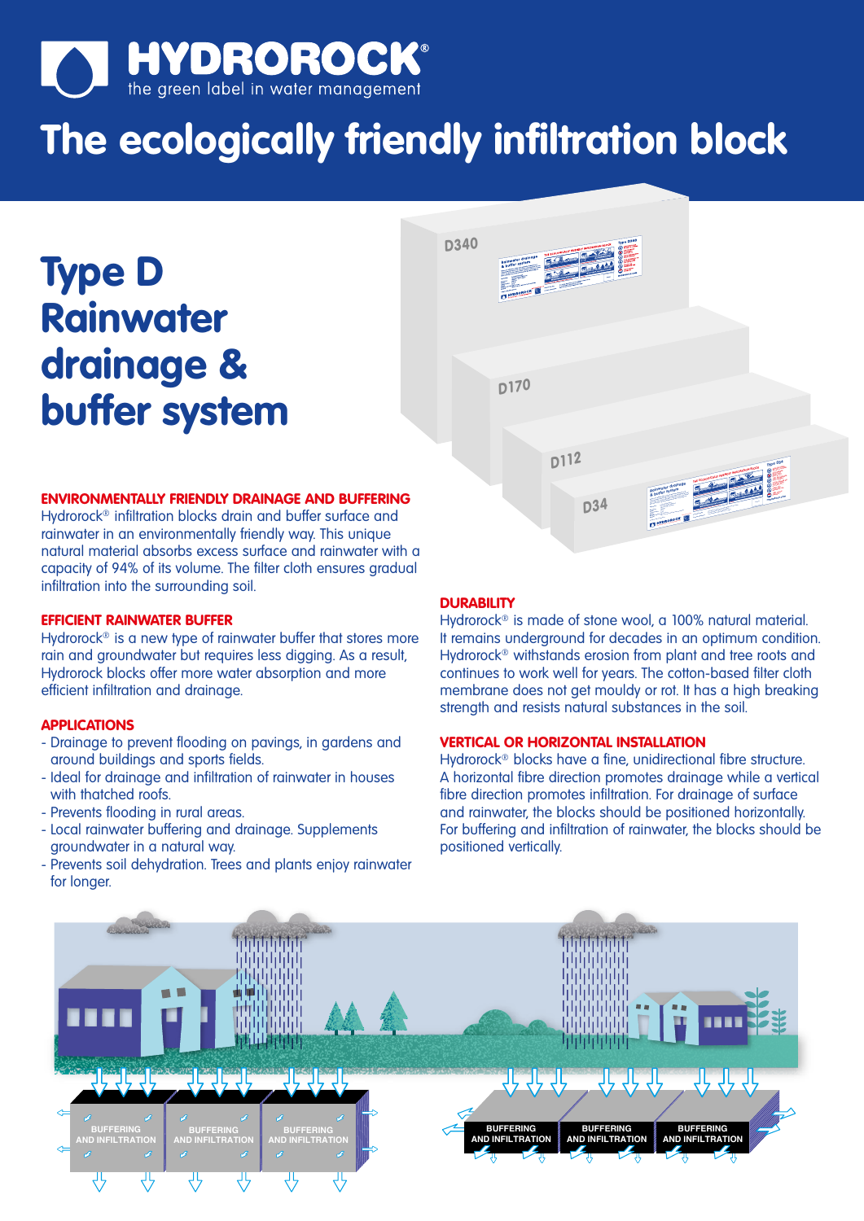# HYDROROCK®

the green label in water management

# The ecologically friendly infiltration block

## Type D Rainwater drainage & buffer system

D340

D170

D112

D34

### ENVIRONMENTALLY FRIENDLY DRAINAGE AND BUFFERING

Hydrorock® infiltration blocks drain and buffer surface and rainwater in an environmentally friendly way. This unique natural material absorbs excess surface and rainwater with a capacity of 94% of its volume. The filter cloth ensures gradual infiltration into the surrounding soil.

### EFFICIENT RAINWATER BUFFER

Hydrorock® is a new type of rainwater buffer that stores more rain and groundwater but requires less digging. As a result, Hydrorock blocks offer more water absorption and more efficient infiltration and drainage.

### APPLICATIONS

- Drainage to prevent flooding on pavings, in gardens and around buildings and sports fields.
- Ideal for drainage and infiltration of rainwater in houses with thatched roofs.
- Prevents flooding in rural areas.
- Local rainwater buffering and drainage. Supplements groundwater in a natural way.
- Prevents soil dehydration. Trees and plants enjoy rainwater for longer.

### DURABILITY

Hydrorock® is made of stone wool, a 100% natural material. It remains underground for decades in an optimum condition. Hydrorock® withstands erosion from plant and tree roots and continues to work well for years. The cotton-based filter cloth membrane does not get mouldy or rot. It has a high breaking strength and resists natural substances in the soil.

### VERTICAL OR HORIZONTAL INSTALLATION

Hydrorock® blocks have a fine, unidirectional fibre structure. A horizontal fibre direction promotes drainage while a vertical fibre direction promotes infiltration. For drainage of surface and rainwater, the blocks should be positioned horizontally. For buffering and infiltration of rainwater, the blocks should be positioned vertically.

BUFFERING AND INFILTRATION | BUFFERING AND INFILTRATION | BUFFERING AND INFILTRATION

BUFFERING AND INFILTRATION | BUFFERING AND INFILTRATION | BUFFERING AND INFILTRATION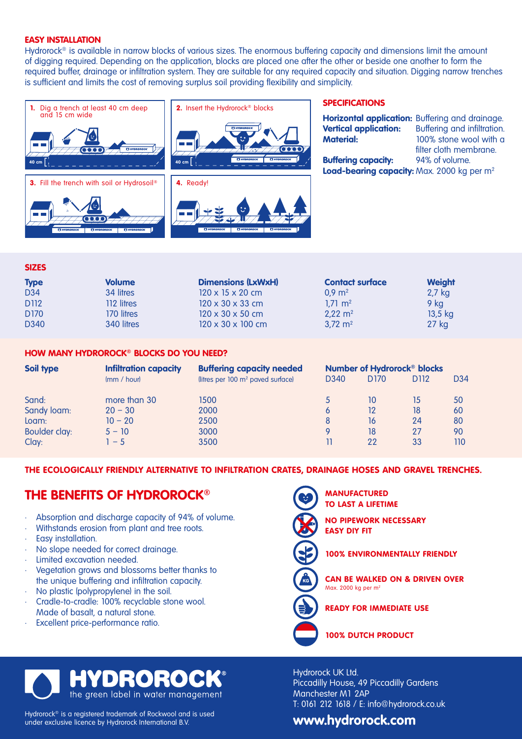## EASY INSTALLATION

Hydrorock® is available in narrow blocks of various sizes. The enormous buffering capacity and dimensions limit the amount of digging required. Depending on the application, blocks are placed one after the other or beside one another to form the required buffer, drainage or infiltration system. They are suitable for any required capacity and situation. Digging narrow trenches is sufficient and limits the cost of removing surplus soil providing flexibility and simplicity.

1. Dig a trench at least 40 cm deep and 15 cm wide
2. Insert the Hydrorock® blocks
3. Fill the trench with soil or Hydrosoil®
4. Ready!

## SPECIFICATIONS

**Horizontal application:** Buffering and drainage.
**Vertical application:** Buffering and infiltration.
**Material:** 100% stone wool with a filter cloth membrane.
**Buffering capacity:** 94% of volume.
**Load-bearing capacity:** Max. 2000 kg per m²

## SIZES

| Type | Volume | Dimensions (LxWxH) | Contact surface | Weight |
|---|---|---|---|---|
| D34 | 34 litres | 120 x 15 x 20 cm | 0,9 m² | 2,7 kg |
| D112 | 112 litres | 120 x 30 x 33 cm | 1,71 m² | 9 kg |
| D170 | 170 litres | 120 x 30 x 50 cm | 2,22 m² | 13,5 kg |
| D340 | 340 litres | 120 x 30 x 100 cm | 3,72 m² | 27 kg |

## HOW MANY HYDROROCK® BLOCKS DO YOU NEED?

| Soil type | Infiltration capacity (mm / hour) | Buffering capacity needed (litres per 100 m² paved surface) | Number of Hydrorock® blocks | | | |
|---|---|---|---|---|---|---|
| | | | D340 | D170 | D112 | D34 |
| Sand: | more than 30 | 1500 | 5 | 10 | 15 | 50 |
| Sandy loam: | 20 – 30 | 2000 | 6 | 12 | 18 | 60 |
| Loam: | 10 – 20 | 2500 | 8 | 16 | 24 | 80 |
| Boulder clay: | 5 – 10 | 3000 | 9 | 18 | 27 | 90 |
| Clay: | 1 – 5 | 3500 | 11 | 22 | 33 | 110 |

**THE ECOLOGICALLY FRIENDLY ALTERNATIVE TO INFILTRATION CRATES, DRAINAGE HOSES AND GRAVEL TRENCHES.**

## THE BENEFITS OF HYDROROCK®

- Absorption and discharge capacity of 94% of volume.
- Withstands erosion from plant and tree roots.
- Easy installation.
- No slope needed for correct drainage.
- Limited excavation needed.
- Vegetation grows and blossoms better thanks to the unique buffering and infiltration capacity.
- No plastic (polypropylene) in the soil.
- Cradle-to-cradle: 100% recyclable stone wool. Made of basalt, a natural stone.
- Excellent price-performance ratio.

**MANUFACTURED TO LAST A LIFETIME**

**NO PIPEWORK NECESSARY EASY DIY FIT**

**100% ENVIRONMENTALLY FRIENDLY**

**CAN BE WALKED ON & DRIVEN OVER**
Max. 2000 kg per m²

**READY FOR IMMEDIATE USE**

**100% DUTCH PRODUCT**

**HYDROROCK®** the green label in water management

Hydrorock® is a registered trademark of Rockwool and is used under exclusive licence by Hydrorock International B.V.

Hydrorock UK Ltd.
Piccadilly House, 49 Piccadilly Gardens
Manchester M1 2AP
T: 0161 212 1618 / E: info@hydrorock.co.uk

**www.hydrorock.com**